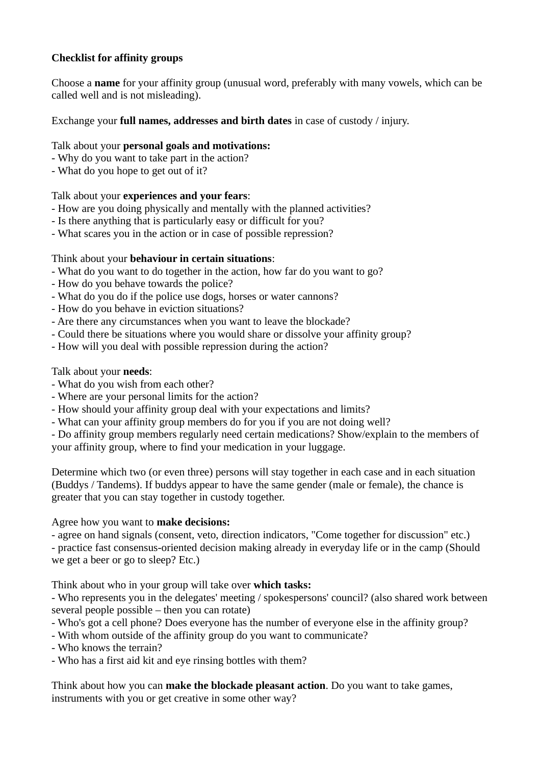**Checklist for affinity groups**

Choose a **name** for your affinity group (unusual word, preferably with many vowels, which can be called well and is not misleading).

Exchange your **full names, addresses and birth dates** in case of custody / injury.

Talk about your **personal goals and motivations:**
- Why do you want to take part in the action?
- What do you hope to get out of it?

Talk about your **experiences and your fears**:
- How are you doing physically and mentally with the planned activities?
- Is there anything that is particularly easy or difficult for you?
- What scares you in the action or in case of possible repression?

Think about your **behaviour in certain situations**:
- What do you want to do together in the action, how far do you want to go?
- How do you behave towards the police?
- What do you do if the police use dogs, horses or water cannons?
- How do you behave in eviction situations?
- Are there any circumstances when you want to leave the blockade?
- Could there be situations where you would share or dissolve your affinity group?
- How will you deal with possible repression during the action?

Talk about your **needs**:
- What do you wish from each other?
- Where are your personal limits for the action?
- How should your affinity group deal with your expectations and limits?
- What can your affinity group members do for you if you are not doing well?
- Do affinity group members regularly need certain medications? Show/explain to the members of your affinity group, where to find your medication in your luggage.

Determine which two (or even three) persons will stay together in each case and in each situation (Buddys / Tandems). If buddys appear to have the same gender (male or female), the chance is greater that you can stay together in custody together.

Agree how you want to **make decisions:**
- agree on hand signals (consent, veto, direction indicators, "Come together for discussion" etc.)
- practice fast consensus-oriented decision making already in everyday life or in the camp (Should we get a beer or go to sleep? Etc.)

Think about who in your group will take over **which tasks:**
- Who represents you in the delegates' meeting / spokespersons' council? (also shared work between several people possible – then you can rotate)
- Who's got a cell phone? Does everyone has the number of everyone else in the affinity group?
- With whom outside of the affinity group do you want to communicate?
- Who knows the terrain?
- Who has a first aid kit and eye rinsing bottles with them?

Think about how you can **make the blockade pleasant action**. Do you want to take games, instruments with you or get creative in some other way?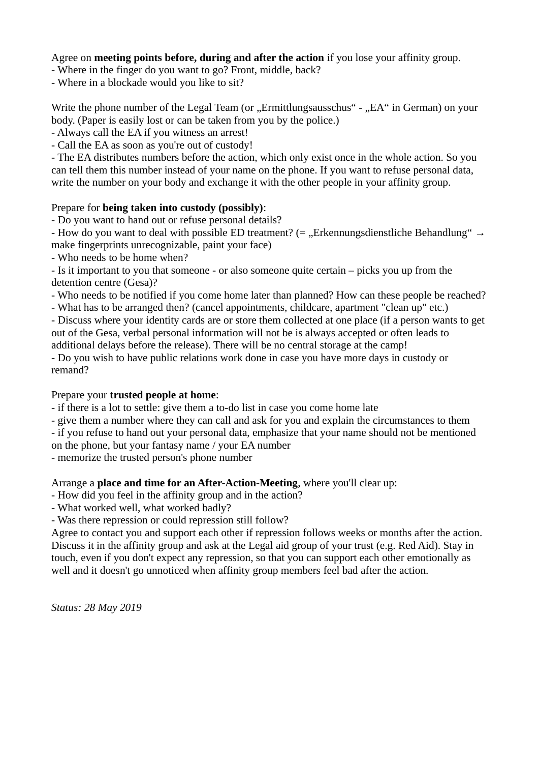Agree on **meeting points before, during and after the action** if you lose your affinity group.
- Where in the finger do you want to go? Front, middle, back?
- Where in a blockade would you like to sit?

Write the phone number of the Legal Team (or „Ermittlungsausschus“ - „EA“ in German) on your body. (Paper is easily lost or can be taken from you by the police.)
- Always call the EA if you witness an arrest!
- Call the EA as soon as you're out of custody!
- The EA distributes numbers before the action, which only exist once in the whole action. So you can tell them this number instead of your name on the phone. If you want to refuse personal data, write the number on your body and exchange it with the other people in your affinity group.

Prepare for **being taken into custody (possibly)**:
- Do you want to hand out or refuse personal details?
- How do you want to deal with possible ED treatment? (= „Erkennungsdienstliche Behandlung“ → make fingerprints unrecognizable, paint your face)
- Who needs to be home when?
- Is it important to you that someone - or also someone quite certain – picks you up from the detention centre (Gesa)?
- Who needs to be notified if you come home later than planned? How can these people be reached?
- What has to be arranged then? (cancel appointments, childcare, apartment "clean up" etc.)
- Discuss where your identity cards are or store them collected at one place (if a person wants to get out of the Gesa, verbal personal information will not be is always accepted or often leads to additional delays before the release). There will be no central storage at the camp!
- Do you wish to have public relations work done in case you have more days in custody or remand?

Prepare your **trusted people at home**:
- if there is a lot to settle: give them a to-do list in case you come home late
- give them a number where they can call and ask for you and explain the circumstances to them
- if you refuse to hand out your personal data, emphasize that your name should not be mentioned on the phone, but your fantasy name / your EA number
- memorize the trusted person's phone number

Arrange a **place and time for an After-Action-Meeting**, where you'll clear up:
- How did you feel in the affinity group and in the action?
- What worked well, what worked badly?
- Was there repression or could repression still follow?

Agree to contact you and support each other if repression follows weeks or months after the action. Discuss it in the affinity group and ask at the Legal aid group of your trust (e.g. Red Aid). Stay in touch, even if you don't expect any repression, so that you can support each other emotionally as well and it doesn't go unnoticed when affinity group members feel bad after the action.

*Status: 28 May 2019*